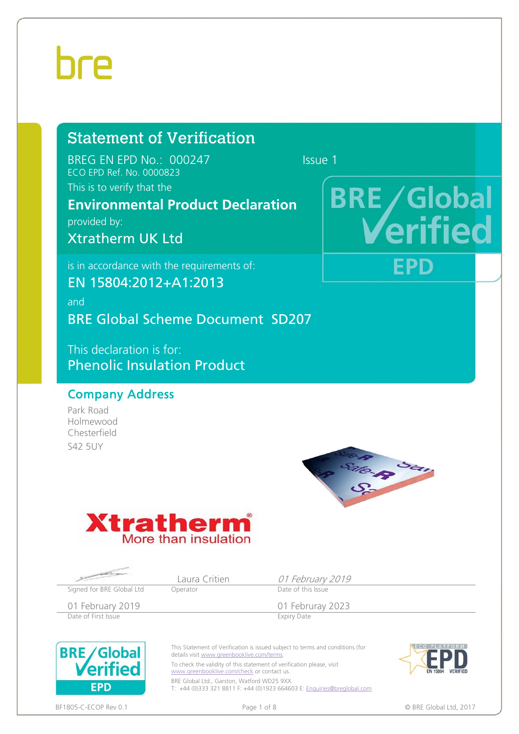bre

# Statement of Verification

BREG EN EPD No.: 000247 Issue 1

ECO EPD Ref. No. 0000823

This is to verify that the

**Environmental Product Declaration**

provided by:

Xtratherm UK Ltd

is in accordance with the requirements of:

EN 15804:2012+A1:2013

and

BRE Global Scheme Document SD207

This declaration is for:

Phenolic Insulation Product

## Company Address

Park Road
Holmewood
Chesterfield
S42 5UY

Xtratherm®
More than insulation

| Signed for BRE Global Ltd | Laura Critien<br>Operator | *01 February 2019*<br>Date of this Issue |
|---|---|---|
| 01 February 2019<br>Date of First Issue | | 01 Februray 2023<br>Expiry Date |

This Statement of Verification is issued subject to terms and conditions (for details visit www.greenbooklive.com/terms.

To check the validity of this statement of verification please, visit www.greenbooklive.com/check or contact us.

BRE Global Ltd., Garston, Watford WD25 9XX.
T: +44 (0)333 321 8811 F: +44 (0)1923 664603 E: Enquiries@breglobal.com

BF1805-C-ECOP Rev 0.1

© BRE Global Ltd, 2017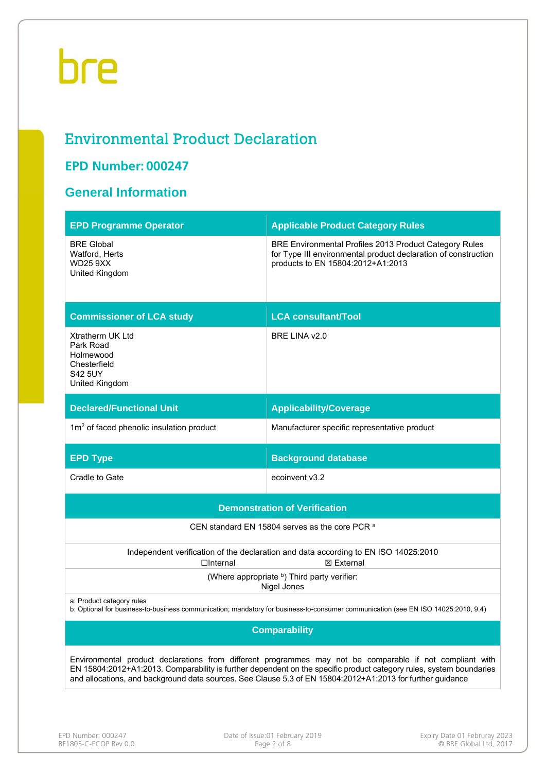# Environmental Product Declaration

## EPD Number: 000247

## General Information

| EPD Programme Operator | Applicable Product Category Rules |
|---|---|
| BRE Global<br>Watford, Herts<br>WD25 9XX<br>United Kingdom | BRE Environmental Profiles 2013 Product Category Rules for Type III environmental product declaration of construction products to EN 15804:2012+A1:2013 |
| **Commissioner of LCA study** | **LCA consultant/Tool** |
| Xtratherm UK Ltd<br>Park Road<br>Holmewood<br>Chesterfield<br>S42 5UY<br>United Kingdom | BRE LINA v2.0 |
| **Declared/Functional Unit** | **Applicability/Coverage** |
| 1m$^2$ of faced phenolic insulation product | Manufacturer specific representative product |
| **EPD Type** | **Background database** |
| Cradle to Gate | ecoinvent v3.2 |

| Demonstration of Verification |
|---|
| CEN standard EN 15804 serves as the core PCR [a] |
| Independent verification of the declaration and data according to EN ISO 14025:2010<br>☐Internal ☒ External |
| (Where appropriate [b]) Third party verifier:<br>Nigel Jones |
| a: Product category rules<br>b: Optional for business-to-business communication; mandatory for business-to-consumer communication (see EN ISO 14025:2010, 9.4) |

| Comparability |
|---|
| Environmental product declarations from different programmes may not be comparable if not compliant with EN 15804:2012+A1:2013. Comparability is further dependent on the specific product category rules, system boundaries and allocations, and background data sources. See Clause 5.3 of EN 15804:2012+A1:2013 for further guidance |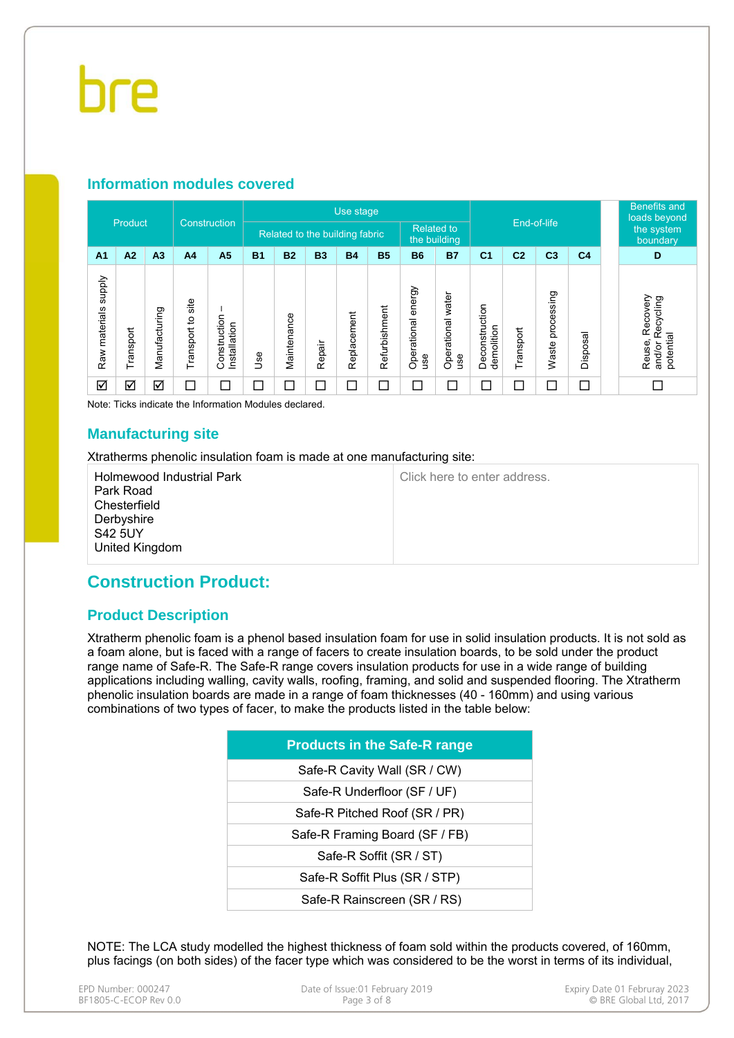## Information modules covered

| Product | | | Construction | | Use stage | | | | | | | End-of-life | | | | Benefits and loads beyond the system boundary |
|---|---|---|---|---|---|---|---|---|---|---|---|---|---|---|---|---|
| | | | | | Related to the building fabric | | | | | Related to the building | | | | | | |
| A1 | A2 | A3 | A4 | A5 | B1 | B2 | B3 | B4 | B5 | B6 | B7 | C1 | C2 | C3 | C4 | D |
| Raw materials supply | Transport | Manufacturing | Transport to site | Construction – Installation | Use | Maintenance | Repair | Replacement | Refurbishment | Operational energy use | Operational water use | Deconstruction demolition | Transport | Waste processing | Disposal | Reuse, Recovery and/or Recycling potential |
| ☑ | ☑ | ☑ | ☐ | ☐ | ☐ | ☐ | ☐ | ☐ | ☐ | ☐ | ☐ | ☐ | ☐ | ☐ | ☐ | ☐ |

Note: Ticks indicate the Information Modules declared.

## Manufacturing site

Xtratherms phenolic insulation foam is made at one manufacturing site:

| | |
|---|---|
| Holmewood Industrial Park<br>Park Road<br>Chesterfield<br>Derbyshire<br>S42 5UY<br>United Kingdom | Click here to enter address. |

# Construction Product:

## Product Description

Xtratherm phenolic foam is a phenol based insulation foam for use in solid insulation products. It is not sold as a foam alone, but is faced with a range of facers to create insulation boards, to be sold under the product range name of Safe-R. The Safe-R range covers insulation products for use in a wide range of building applications including walling, cavity walls, roofing, framing, and solid and suspended flooring. The Xtratherm phenolic insulation boards are made in a range of foam thicknesses (40 - 160mm) and using various combinations of two types of facer, to make the products listed in the table below:

| Products in the Safe-R range |
|---|
| Safe-R Cavity Wall (SR / CW) |
| Safe-R Underfloor (SF / UF) |
| Safe-R Pitched Roof (SR / PR) |
| Safe-R Framing Board (SF / FB) |
| Safe-R Soffit (SR / ST) |
| Safe-R Soffit Plus (SR / STP) |
| Safe-R Rainscreen (SR / RS) |

NOTE: The LCA study modelled the highest thickness of foam sold within the products covered, of 160mm, plus facings (on both sides) of the facer type which was considered to be the worst in terms of its individual,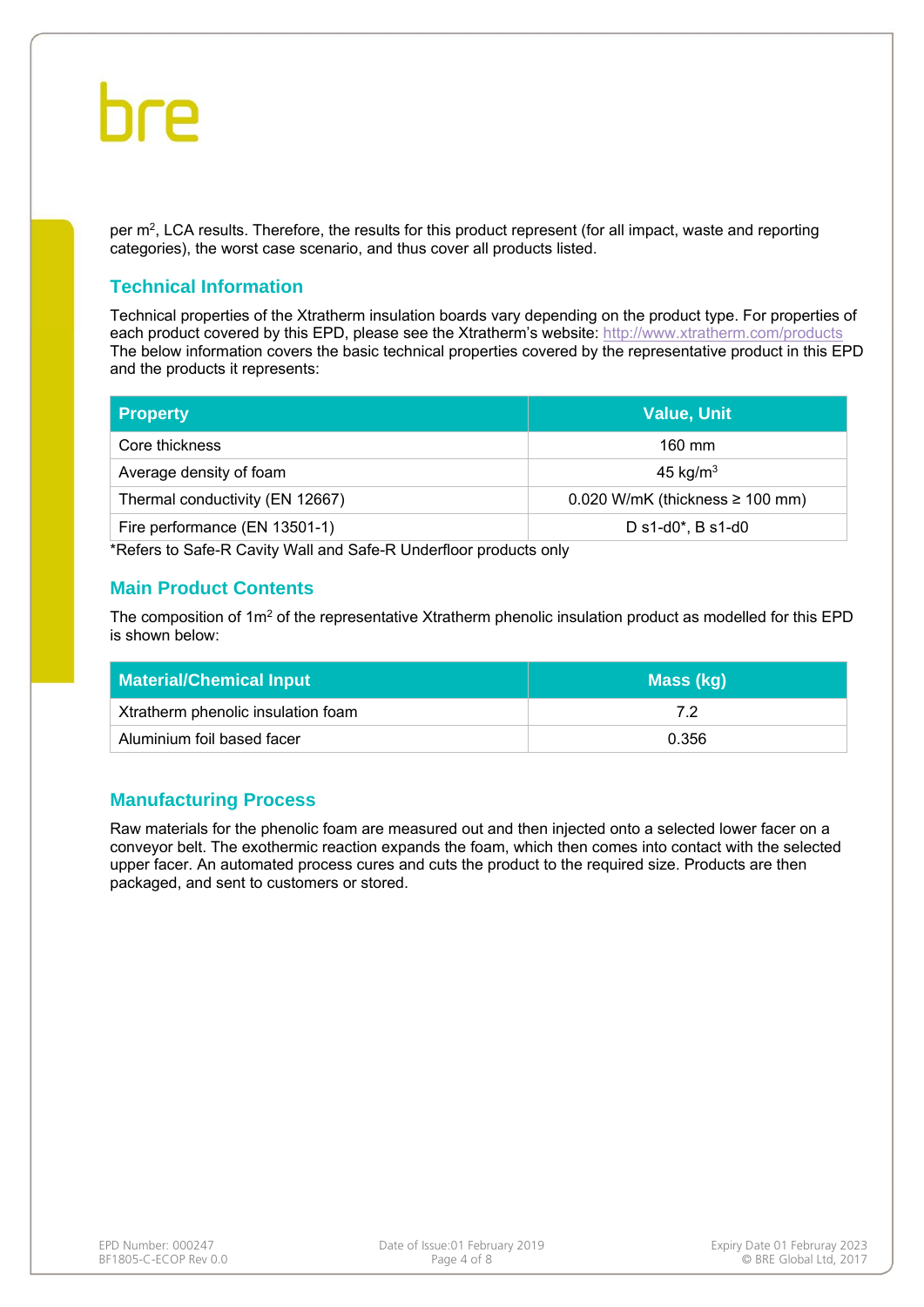per $m^2$, LCA results. Therefore, the results for this product represent (for all impact, waste and reporting categories), the worst case scenario, and thus cover all products listed.

## Technical Information

Technical properties of the Xtratherm insulation boards vary depending on the product type. For properties of each product covered by this EPD, please see the Xtratherm's website: http://www.xtratherm.com/products The below information covers the basic technical properties covered by the representative product in this EPD and the products it represents:

| Property | Value, Unit |
|---|---|
| Core thickness | 160 mm |
| Average density of foam | 45 kg/$m^3$ |
| Thermal conductivity (EN 12667) | 0.020 W/mK (thickness ≥ 100 mm) |
| Fire performance (EN 13501-1) | D s1-d0*, B s1-d0 |

*Refers to Safe-R Cavity Wall and Safe-R Underfloor products only

## Main Product Contents

The composition of 1$m^2$ of the representative Xtratherm phenolic insulation product as modelled for this EPD is shown below:

| Material/Chemical Input | Mass (kg) |
|---|---|
| Xtratherm phenolic insulation foam | 7.2 |
| Aluminium foil based facer | 0.356 |

## Manufacturing Process

Raw materials for the phenolic foam are measured out and then injected onto a selected lower facer on a conveyor belt. The exothermic reaction expands the foam, which then comes into contact with the selected upper facer. An automated process cures and cuts the product to the required size. Products are then packaged, and sent to customers or stored.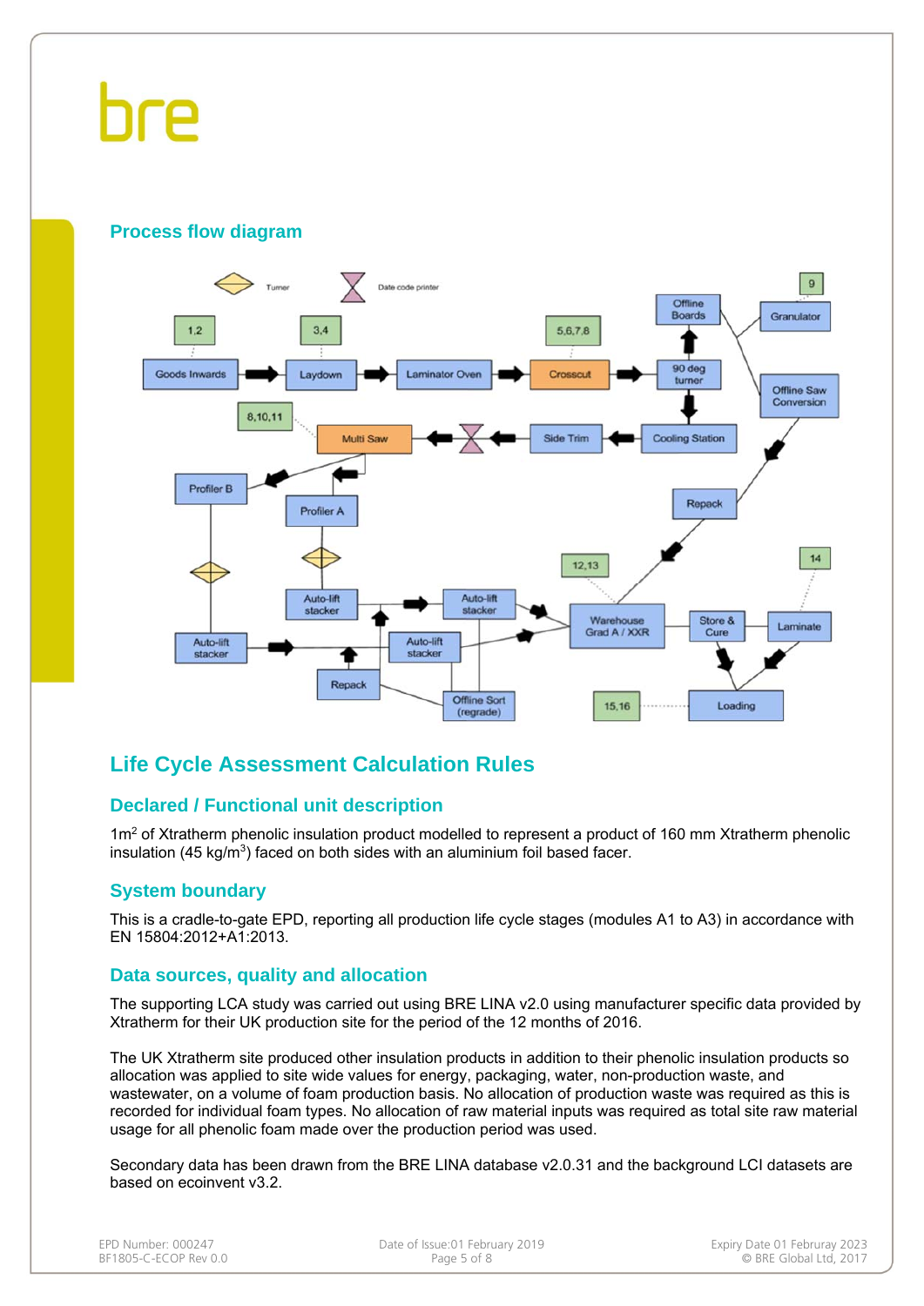## Process flow diagram

Turner

Date code printer

1,2

3,4

5,6,7,8

9

Goods Inwards → Laydown → Laminator Oven → Crosscut → 90 deg turner

Offline Boards

Granulator

Offline Saw Conversion

8,10,11

Multi Saw ← Side Trim ← Cooling Station

Profiler B

Profiler A

Repack

12,13

14

Auto-lift stacker

Auto-lift stacker

Auto-lift stacker

Auto-lift stacker

Warehouse Grad A / XXR

Store & Cure

Laminate

Repack

Offline Sort (regrade)

15,16

Loading

# Life Cycle Assessment Calculation Rules

## Declared / Functional unit description

1m$^2$ of Xtratherm phenolic insulation product modelled to represent a product of 160 mm Xtratherm phenolic insulation (45 kg/m$^3$) faced on both sides with an aluminium foil based facer.

## System boundary

This is a cradle-to-gate EPD, reporting all production life cycle stages (modules A1 to A3) in accordance with EN 15804:2012+A1:2013.

## Data sources, quality and allocation

The supporting LCA study was carried out using BRE LINA v2.0 using manufacturer specific data provided by Xtratherm for their UK production site for the period of the 12 months of 2016.

The UK Xtratherm site produced other insulation products in addition to their phenolic insulation products so allocation was applied to site wide values for energy, packaging, water, non-production waste, and wastewater, on a volume of foam production basis. No allocation of production waste was required as this is recorded for individual foam types. No allocation of raw material inputs was required as total site raw material usage for all phenolic foam made over the production period was used.

Secondary data has been drawn from the BRE LINA database v2.0.31 and the background LCI datasets are based on ecoinvent v3.2.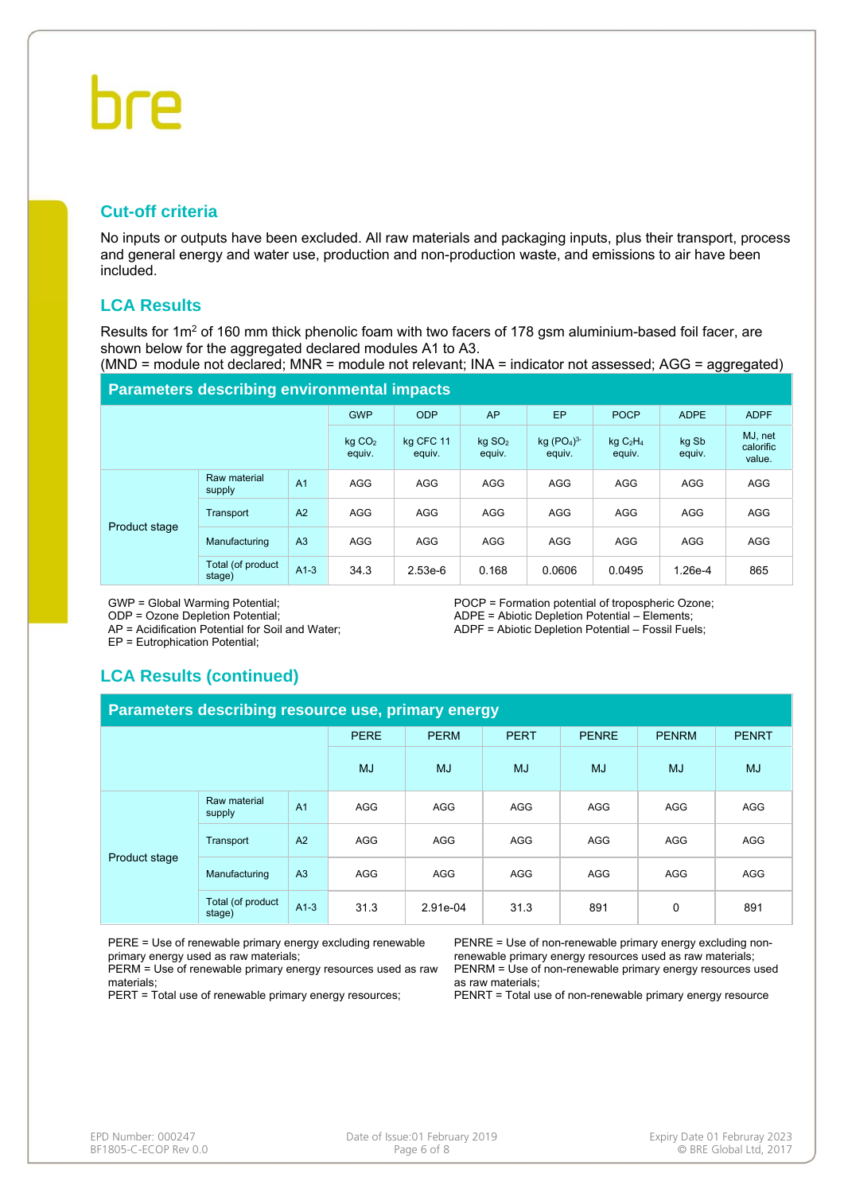## Cut-off criteria

No inputs or outputs have been excluded. All raw materials and packaging inputs, plus their transport, process and general energy and water use, production and non-production waste, and emissions to air have been included.

## LCA Results

Results for 1m$^2$ of 160 mm thick phenolic foam with two facers of 178 gsm aluminium-based foil facer, are shown below for the aggregated declared modules A1 to A3.
(MND = module not declared; MNR = module not relevant; INA = indicator not assessed; AGG = aggregated)

**Parameters describing environmental impacts**

| | | | GWP | ODP | AP | EP | POCP | ADPE | ADPF |
|---|---|---|---|---|---|---|---|---|---|
| | | | kg $CO_2$ equiv. | kg CFC 11 equiv. | kg $SO_2$ equiv. | kg $(PO_4)^{3-}$ equiv. | kg $C_2H_4$ equiv. | kg Sb equiv. | MJ, net calorific value. |
| Product stage | Raw material supply | A1 | AGG | AGG | AGG | AGG | AGG | AGG | AGG |
| | Transport | A2 | AGG | AGG | AGG | AGG | AGG | AGG | AGG |
| | Manufacturing | A3 | AGG | AGG | AGG | AGG | AGG | AGG | AGG |
| | Total (of product stage) | A1-3 | 34.3 | 2.53e-6 | 0.168 | 0.0606 | 0.0495 | 1.26e-4 | 865 |

GWP = Global Warming Potential;
ODP = Ozone Depletion Potential;
AP = Acidification Potential for Soil and Water;
EP = Eutrophication Potential;
POCP = Formation potential of tropospheric Ozone;
ADPE = Abiotic Depletion Potential – Elements;
ADPF = Abiotic Depletion Potential – Fossil Fuels;

## LCA Results (continued)

**Parameters describing resource use, primary energy**

| | | | PERE | PERM | PERT | PENRE | PENRM | PENRT |
|---|---|---|---|---|---|---|---|---|
| | | | MJ | MJ | MJ | MJ | MJ | MJ |
| Product stage | Raw material supply | A1 | AGG | AGG | AGG | AGG | AGG | AGG |
| | Transport | A2 | AGG | AGG | AGG | AGG | AGG | AGG |
| | Manufacturing | A3 | AGG | AGG | AGG | AGG | AGG | AGG |
| | Total (of product stage) | A1-3 | 31.3 | 2.91e-04 | 31.3 | 891 | 0 | 891 |

PERE = Use of renewable primary energy excluding renewable primary energy used as raw materials;
PERM = Use of renewable primary energy resources used as raw materials;
PERT = Total use of renewable primary energy resources;
PENRE = Use of non-renewable primary energy excluding non-renewable primary energy resources used as raw materials;
PENRM = Use of non-renewable primary energy resources used as raw materials;
PENRT = Total use of non-renewable primary energy resource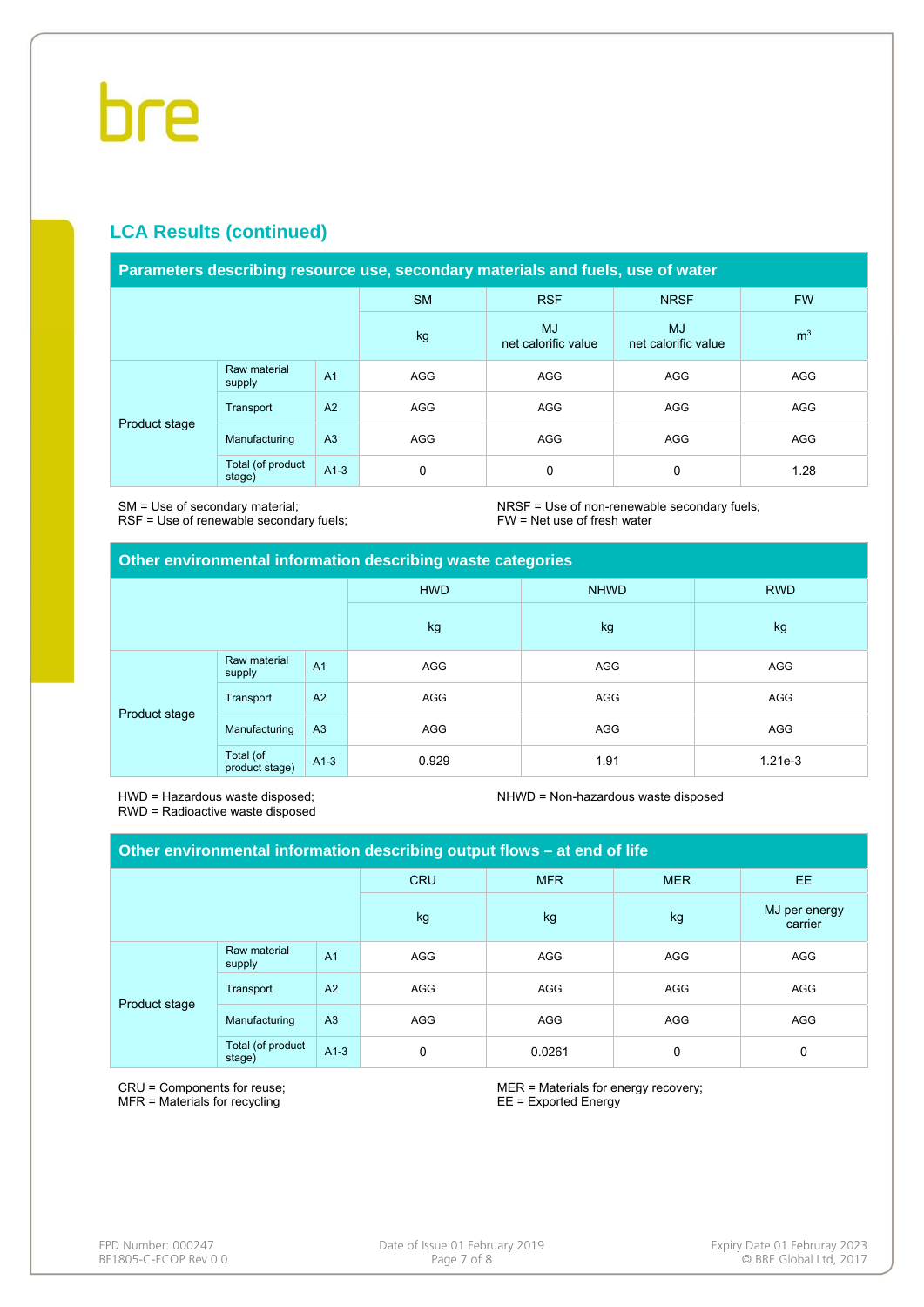## LCA Results (continued)

| Parameters describing resource use, secondary materials and fuels, use of water | | | | | | |
|---|---|---|---|---|---|---|
| | | | SM | RSF | NRSF | FW |
| | | | kg | MJ net calorific value | MJ net calorific value | $m^3$ |
| Product stage | Raw material supply | A1 | AGG | AGG | AGG | AGG |
| | Transport | A2 | AGG | AGG | AGG | AGG |
| | Manufacturing | A3 | AGG | AGG | AGG | AGG |
| | Total (of product stage) | A1-3 | 0 | 0 | 0 | 1.28 |

SM = Use of secondary material;
RSF = Use of renewable secondary fuels;
NRSF = Use of non-renewable secondary fuels;
FW = Net use of fresh water

| Other environmental information describing waste categories | | | | | |
|---|---|---|---|---|---|
| | | | HWD | NHWD | RWD |
| | | | kg | kg | kg |
| Product stage | Raw material supply | A1 | AGG | AGG | AGG |
| | Transport | A2 | AGG | AGG | AGG |
| | Manufacturing | A3 | AGG | AGG | AGG |
| | Total (of product stage) | A1-3 | 0.929 | 1.91 | 1.21e-3 |

HWD = Hazardous waste disposed;
RWD = Radioactive waste disposed
NHWD = Non-hazardous waste disposed

| Other environmental information describing output flows – at end of life | | | | | | |
|---|---|---|---|---|---|---|
| | | | CRU | MFR | MER | EE |
| | | | kg | kg | kg | MJ per energy carrier |
| Product stage | Raw material supply | A1 | AGG | AGG | AGG | AGG |
| | Transport | A2 | AGG | AGG | AGG | AGG |
| | Manufacturing | A3 | AGG | AGG | AGG | AGG |
| | Total (of product stage) | A1-3 | 0 | 0.0261 | 0 | 0 |

CRU = Components for reuse;
MFR = Materials for recycling
MER = Materials for energy recovery;
EE = Exported Energy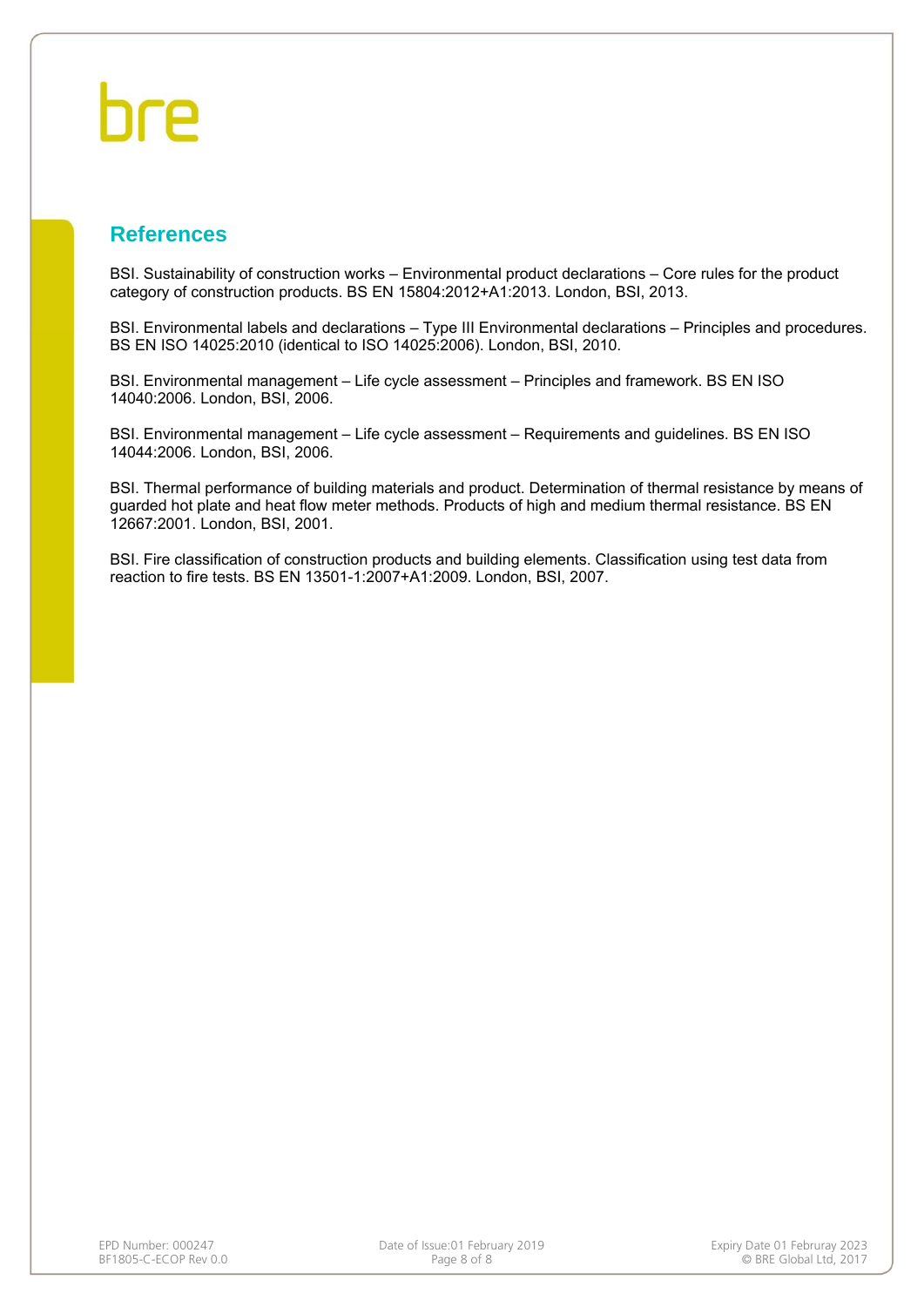## References

BSI. Sustainability of construction works – Environmental product declarations – Core rules for the product category of construction products. BS EN 15804:2012+A1:2013. London, BSI, 2013.

BSI. Environmental labels and declarations – Type III Environmental declarations – Principles and procedures. BS EN ISO 14025:2010 (identical to ISO 14025:2006). London, BSI, 2010.

BSI. Environmental management – Life cycle assessment – Principles and framework. BS EN ISO 14040:2006. London, BSI, 2006.

BSI. Environmental management – Life cycle assessment – Requirements and guidelines. BS EN ISO 14044:2006. London, BSI, 2006.

BSI. Thermal performance of building materials and product. Determination of thermal resistance by means of guarded hot plate and heat flow meter methods. Products of high and medium thermal resistance. BS EN 12667:2001. London, BSI, 2001.

BSI. Fire classification of construction products and building elements. Classification using test data from reaction to fire tests. BS EN 13501-1:2007+A1:2009. London, BSI, 2007.